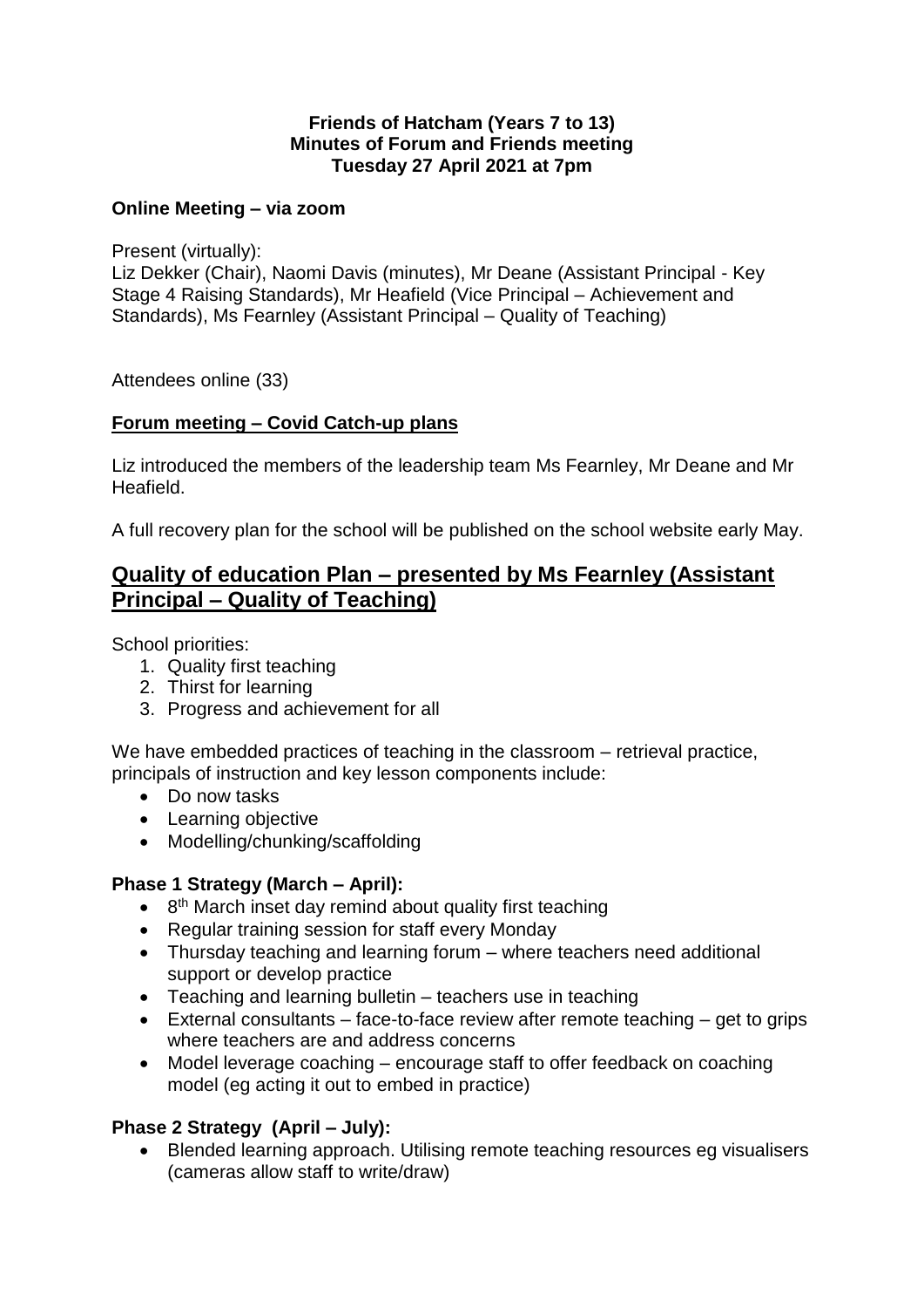**Friends of Hatcham (Years 7 to 13)**
**Minutes of Forum and Friends meeting**
**Tuesday 27 April 2021 at 7pm**

**Online Meeting – via zoom**

Present (virtually):
Liz Dekker (Chair), Naomi Davis (minutes), Mr Deane (Assistant Principal - Key Stage 4 Raising Standards), Mr Heafield (Vice Principal – Achievement and Standards), Ms Fearnley (Assistant Principal – Quality of Teaching)

Attendees online (33)

**Forum meeting – Covid Catch-up plans**

Liz introduced the members of the leadership team Ms Fearnley, Mr Deane and Mr Heafield.

A full recovery plan for the school will be published on the school website early May.

## Quality of education Plan – presented by Ms Fearnley (Assistant Principal – Quality of Teaching)

School priorities:

1. Quality first teaching
2. Thirst for learning
3. Progress and achievement for all

We have embedded practices of teaching in the classroom – retrieval practice, principals of instruction and key lesson components include:

- Do now tasks
- Learning objective
- Modelling/chunking/scaffolding

**Phase 1 Strategy (March – April):**

- 8th March inset day remind about quality first teaching
- Regular training session for staff every Monday
- Thursday teaching and learning forum – where teachers need additional support or develop practice
- Teaching and learning bulletin – teachers use in teaching
- External consultants – face-to-face review after remote teaching – get to grips where teachers are and address concerns
- Model leverage coaching – encourage staff to offer feedback on coaching model (eg acting it out to embed in practice)

**Phase 2 Strategy (April – July):**

- Blended learning approach. Utilising remote teaching resources eg visualisers (cameras allow staff to write/draw)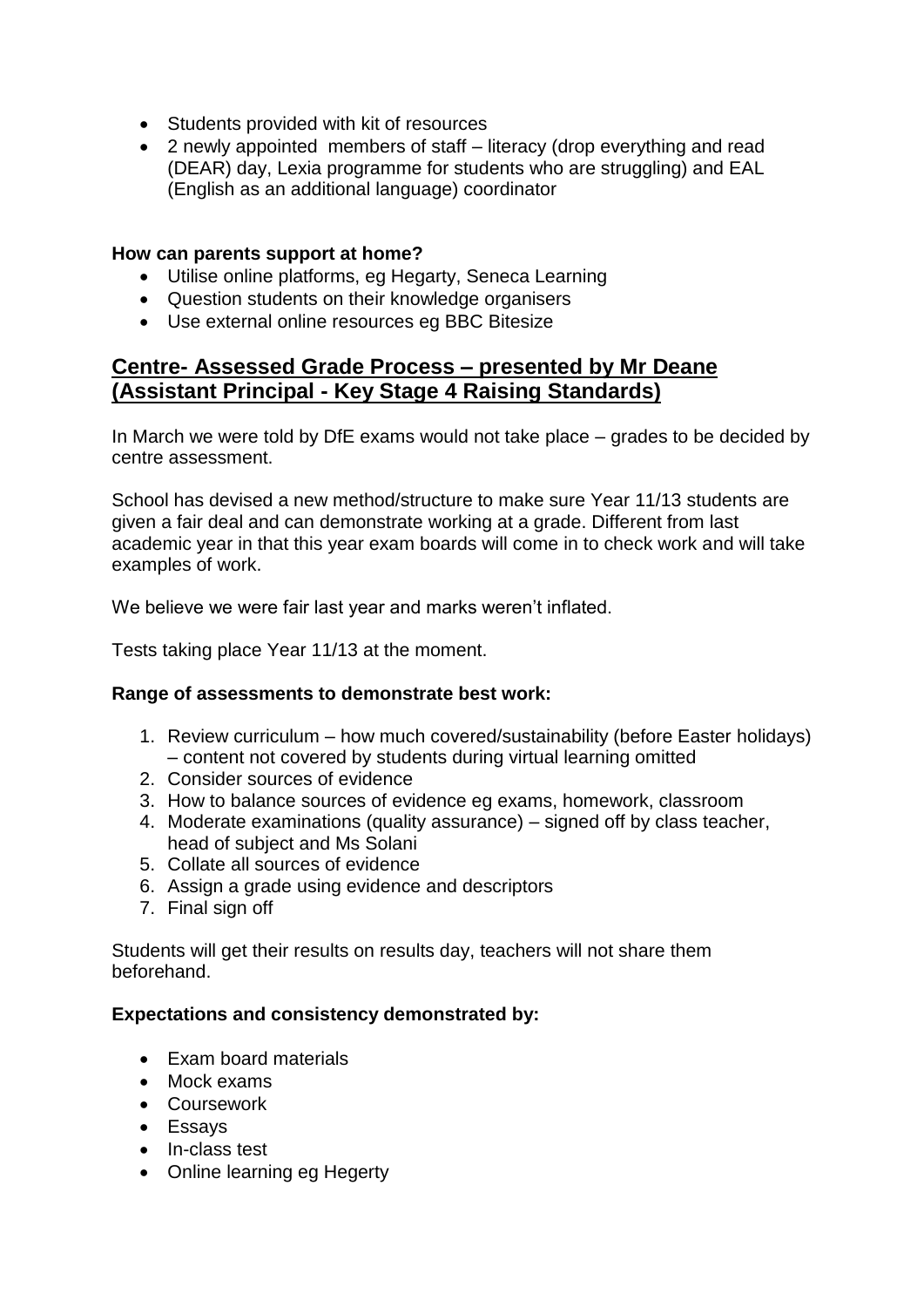- Students provided with kit of resources
- 2 newly appointed members of staff – literacy (drop everything and read (DEAR) day, Lexia programme for students who are struggling) and EAL (English as an additional language) coordinator

**How can parents support at home?**

- Utilise online platforms, eg Hegarty, Seneca Learning
- Question students on their knowledge organisers
- Use external online resources eg BBC Bitesize

## Centre- Assessed Grade Process – presented by Mr Deane (Assistant Principal - Key Stage 4 Raising Standards)

In March we were told by DfE exams would not take place – grades to be decided by centre assessment.

School has devised a new method/structure to make sure Year 11/13 students are given a fair deal and can demonstrate working at a grade. Different from last academic year in that this year exam boards will come in to check work and will take examples of work.

We believe we were fair last year and marks weren't inflated.

Tests taking place Year 11/13 at the moment.

**Range of assessments to demonstrate best work:**

1. Review curriculum – how much covered/sustainability (before Easter holidays) – content not covered by students during virtual learning omitted
2. Consider sources of evidence
3. How to balance sources of evidence eg exams, homework, classroom
4. Moderate examinations (quality assurance) – signed off by class teacher, head of subject and Ms Solani
5. Collate all sources of evidence
6. Assign a grade using evidence and descriptors
7. Final sign off

Students will get their results on results day, teachers will not share them beforehand.

**Expectations and consistency demonstrated by:**

- Exam board materials
- Mock exams
- Coursework
- Essays
- In-class test
- Online learning eg Hegerty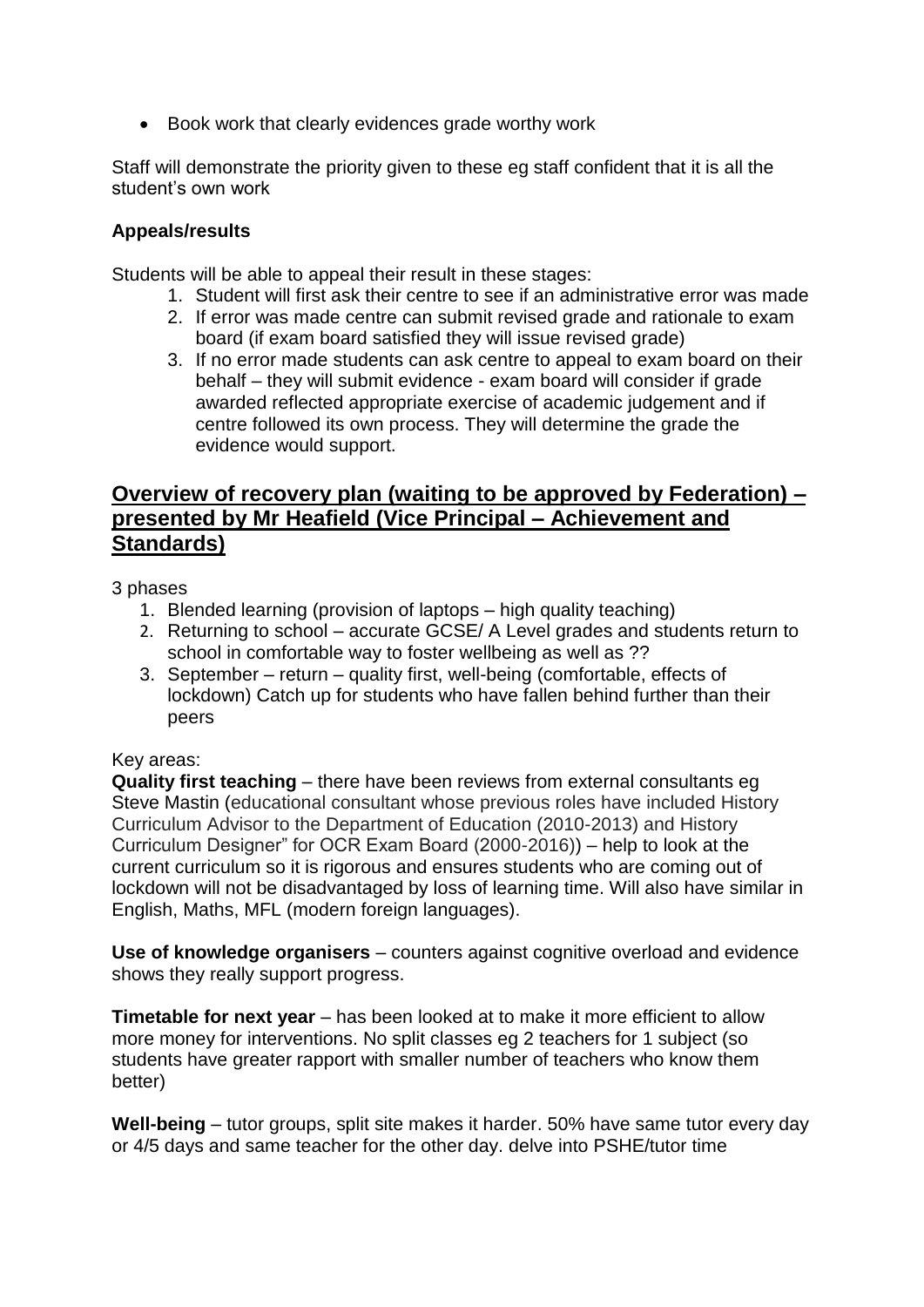- Book work that clearly evidences grade worthy work

Staff will demonstrate the priority given to these eg staff confident that it is all the student's own work

**Appeals/results**

Students will be able to appeal their result in these stages:

1. Student will first ask their centre to see if an administrative error was made
2. If error was made centre can submit revised grade and rationale to exam board (if exam board satisfied they will issue revised grade)
3. If no error made students can ask centre to appeal to exam board on their behalf – they will submit evidence - exam board will consider if grade awarded reflected appropriate exercise of academic judgement and if centre followed its own process. They will determine the grade the evidence would support.

## Overview of recovery plan (waiting to be approved by Federation) – presented by Mr Heafield (Vice Principal – Achievement and Standards)

3 phases

1. Blended learning (provision of laptops – high quality teaching)
2. Returning to school – accurate GCSE/ A Level grades and students return to school in comfortable way to foster wellbeing as well as ??
3. September – return – quality first, well-being (comfortable, effects of lockdown) Catch up for students who have fallen behind further than their peers

Key areas:

**Quality first teaching** – there have been reviews from external consultants eg Steve Mastin (educational consultant whose previous roles have included History Curriculum Advisor to the Department of Education (2010-2013) and History Curriculum Designer" for OCR Exam Board (2000-2016)) – help to look at the current curriculum so it is rigorous and ensures students who are coming out of lockdown will not be disadvantaged by loss of learning time. Will also have similar in English, Maths, MFL (modern foreign languages).

**Use of knowledge organisers** – counters against cognitive overload and evidence shows they really support progress.

**Timetable for next year** – has been looked at to make it more efficient to allow more money for interventions. No split classes eg 2 teachers for 1 subject (so students have greater rapport with smaller number of teachers who know them better)

**Well-being** – tutor groups, split site makes it harder. 50% have same tutor every day or 4/5 days and same teacher for the other day. delve into PSHE/tutor time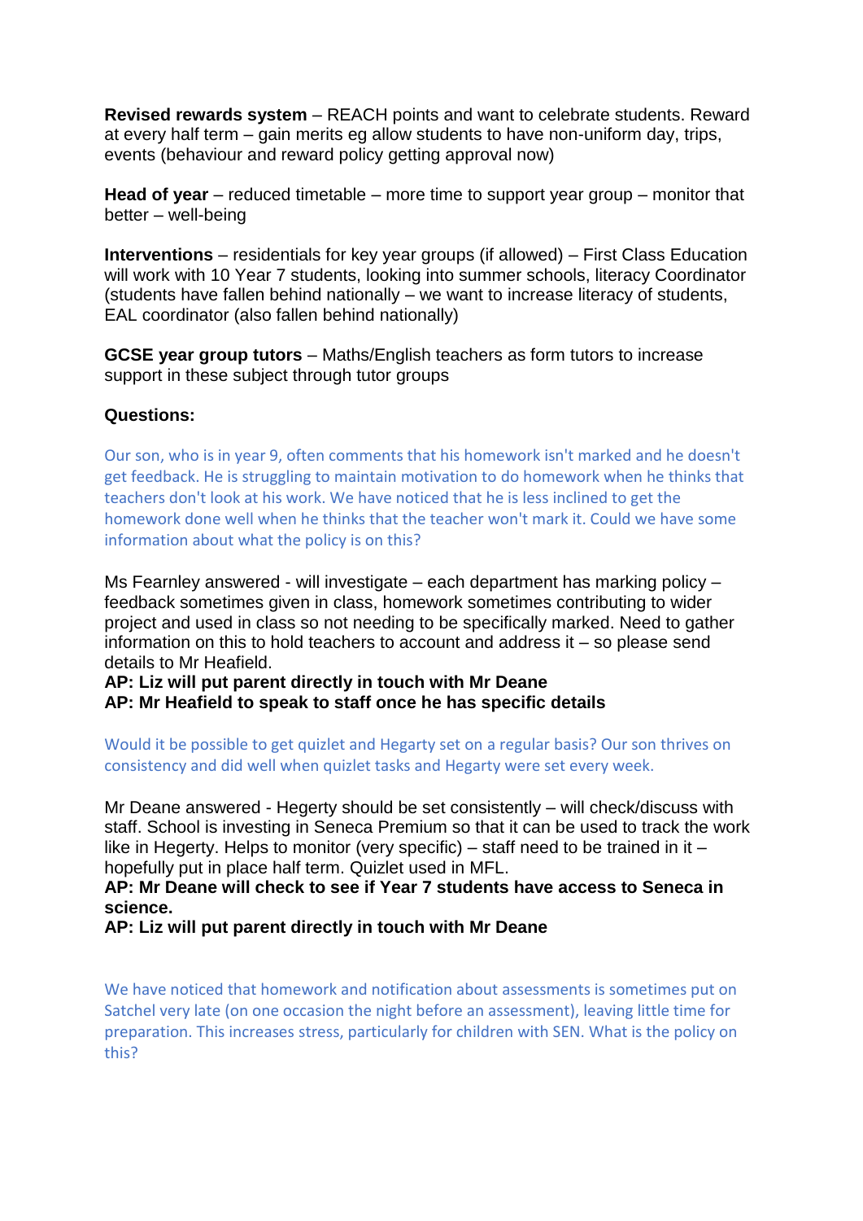**Revised rewards system** – REACH points and want to celebrate students. Reward at every half term – gain merits eg allow students to have non-uniform day, trips, events (behaviour and reward policy getting approval now)

**Head of year** – reduced timetable – more time to support year group – monitor that better – well-being

**Interventions** – residentials for key year groups (if allowed) – First Class Education will work with 10 Year 7 students, looking into summer schools, literacy Coordinator (students have fallen behind nationally – we want to increase literacy of students, EAL coordinator (also fallen behind nationally)

**GCSE year group tutors** – Maths/English teachers as form tutors to increase support in these subject through tutor groups

**Questions:**

Our son, who is in year 9, often comments that his homework isn't marked and he doesn't get feedback. He is struggling to maintain motivation to do homework when he thinks that teachers don't look at his work. We have noticed that he is less inclined to get the homework done well when he thinks that the teacher won't mark it. Could we have some information about what the policy is on this?

Ms Fearnley answered - will investigate – each department has marking policy – feedback sometimes given in class, homework sometimes contributing to wider project and used in class so not needing to be specifically marked. Need to gather information on this to hold teachers to account and address it – so please send details to Mr Heafield.

**AP: Liz will put parent directly in touch with Mr Deane**
**AP: Mr Heafield to speak to staff once he has specific details**

Would it be possible to get quizlet and Hegarty set on a regular basis? Our son thrives on consistency and did well when quizlet tasks and Hegarty were set every week.

Mr Deane answered - Hegerty should be set consistently – will check/discuss with staff. School is investing in Seneca Premium so that it can be used to track the work like in Hegerty. Helps to monitor (very specific) – staff need to be trained in it – hopefully put in place half term. Quizlet used in MFL.

**AP: Mr Deane will check to see if Year 7 students have access to Seneca in science.**
**AP: Liz will put parent directly in touch with Mr Deane**

We have noticed that homework and notification about assessments is sometimes put on Satchel very late (on one occasion the night before an assessment), leaving little time for preparation. This increases stress, particularly for children with SEN. What is the policy on this?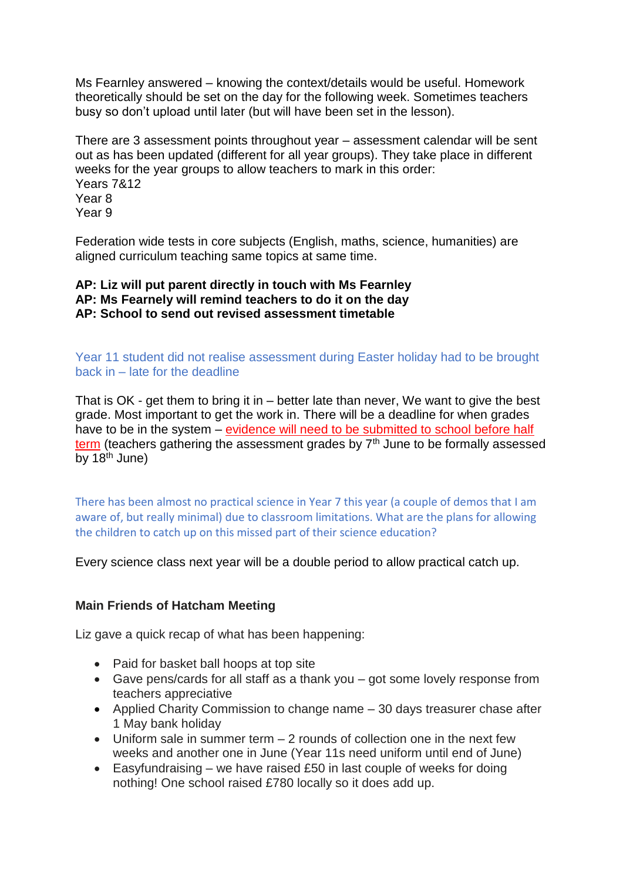Ms Fearnley answered – knowing the context/details would be useful. Homework theoretically should be set on the day for the following week. Sometimes teachers busy so don't upload until later (but will have been set in the lesson).

There are 3 assessment points throughout year – assessment calendar will be sent out as has been updated (different for all year groups). They take place in different weeks for the year groups to allow teachers to mark in this order:
Years 7&12
Year 8
Year 9

Federation wide tests in core subjects (English, maths, science, humanities) are aligned curriculum teaching same topics at same time.

**AP: Liz will put parent directly in touch with Ms Fearnley**
**AP: Ms Fearnely will remind teachers to do it on the day**
**AP: School to send out revised assessment timetable**

Year 11 student did not realise assessment during Easter holiday had to be brought back in – late for the deadline

That is OK - get them to bring it in – better late than never, We want to give the best grade. Most important to get the work in. There will be a deadline for when grades have to be in the system – evidence will need to be submitted to school before half term (teachers gathering the assessment grades by 7th June to be formally assessed by 18th June)

There has been almost no practical science in Year 7 this year (a couple of demos that I am aware of, but really minimal) due to classroom limitations. What are the plans for allowing the children to catch up on this missed part of their science education?

Every science class next year will be a double period to allow practical catch up.

**Main Friends of Hatcham Meeting**

Liz gave a quick recap of what has been happening:

- Paid for basket ball hoops at top site
- Gave pens/cards for all staff as a thank you – got some lovely response from teachers appreciative
- Applied Charity Commission to change name – 30 days treasurer chase after 1 May bank holiday
- Uniform sale in summer term – 2 rounds of collection one in the next few weeks and another one in June (Year 11s need uniform until end of June)
- Easyfundraising – we have raised £50 in last couple of weeks for doing nothing! One school raised £780 locally so it does add up.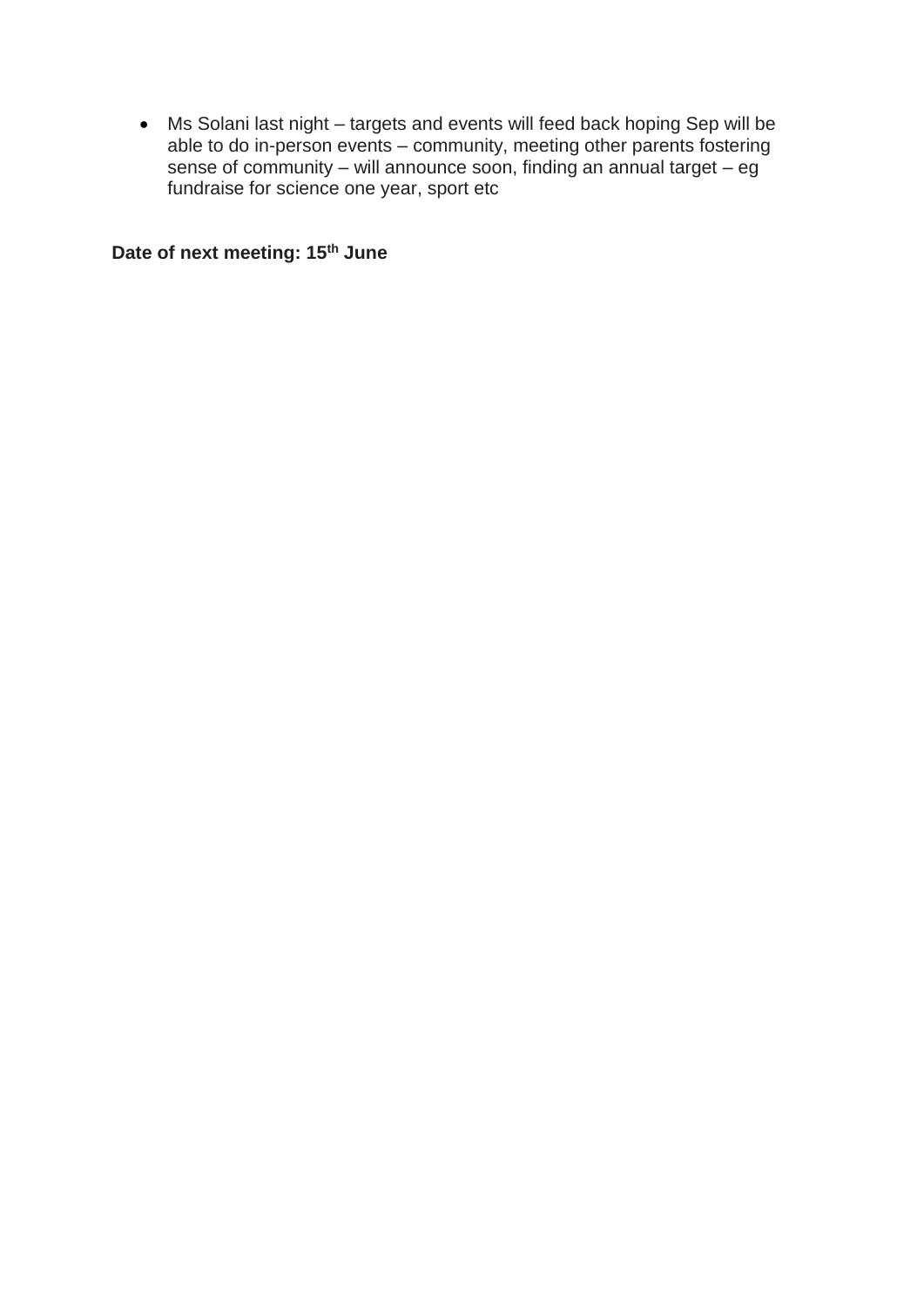- Ms Solani last night – targets and events will feed back hoping Sep will be able to do in-person events – community, meeting other parents fostering sense of community – will announce soon, finding an annual target – eg fundraise for science one year, sport etc

**Date of next meeting: 15th June**